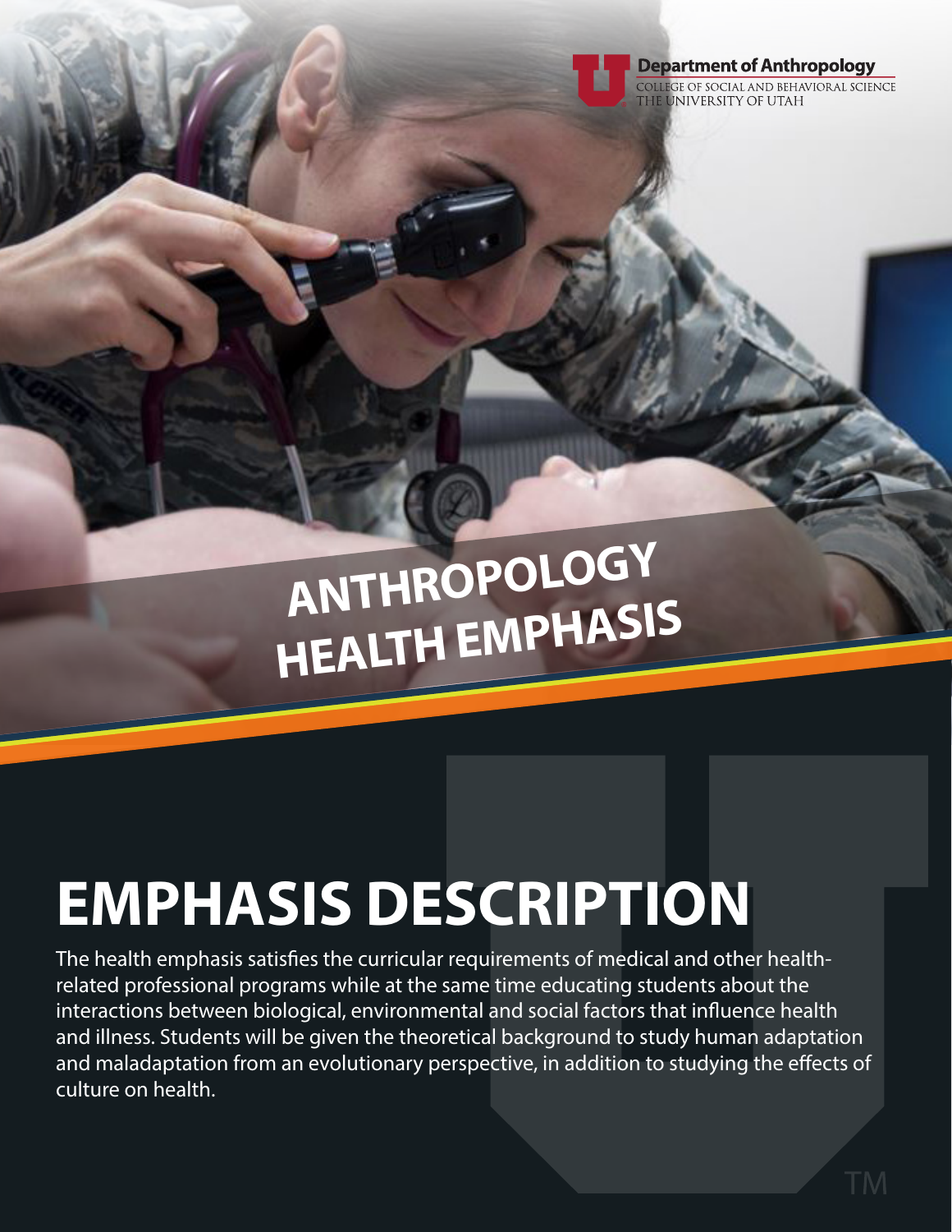**Department of Anthropology**
COLLEGE OF SOCIAL AND BEHAVIORAL SCIENCE
THE UNIVERSITY OF UTAH

# ANTHROPOLOGY HEALTH EMPHASIS

## EMPHASIS DESCRIPTION

The health emphasis satisfies the curricular requirements of medical and other health-related professional programs while at the same time educating students about the interactions between biological, environmental and social factors that influence health and illness. Students will be given the theoretical background to study human adaptation and maladaptation from an evolutionary perspective, in addition to studying the effects of culture on health.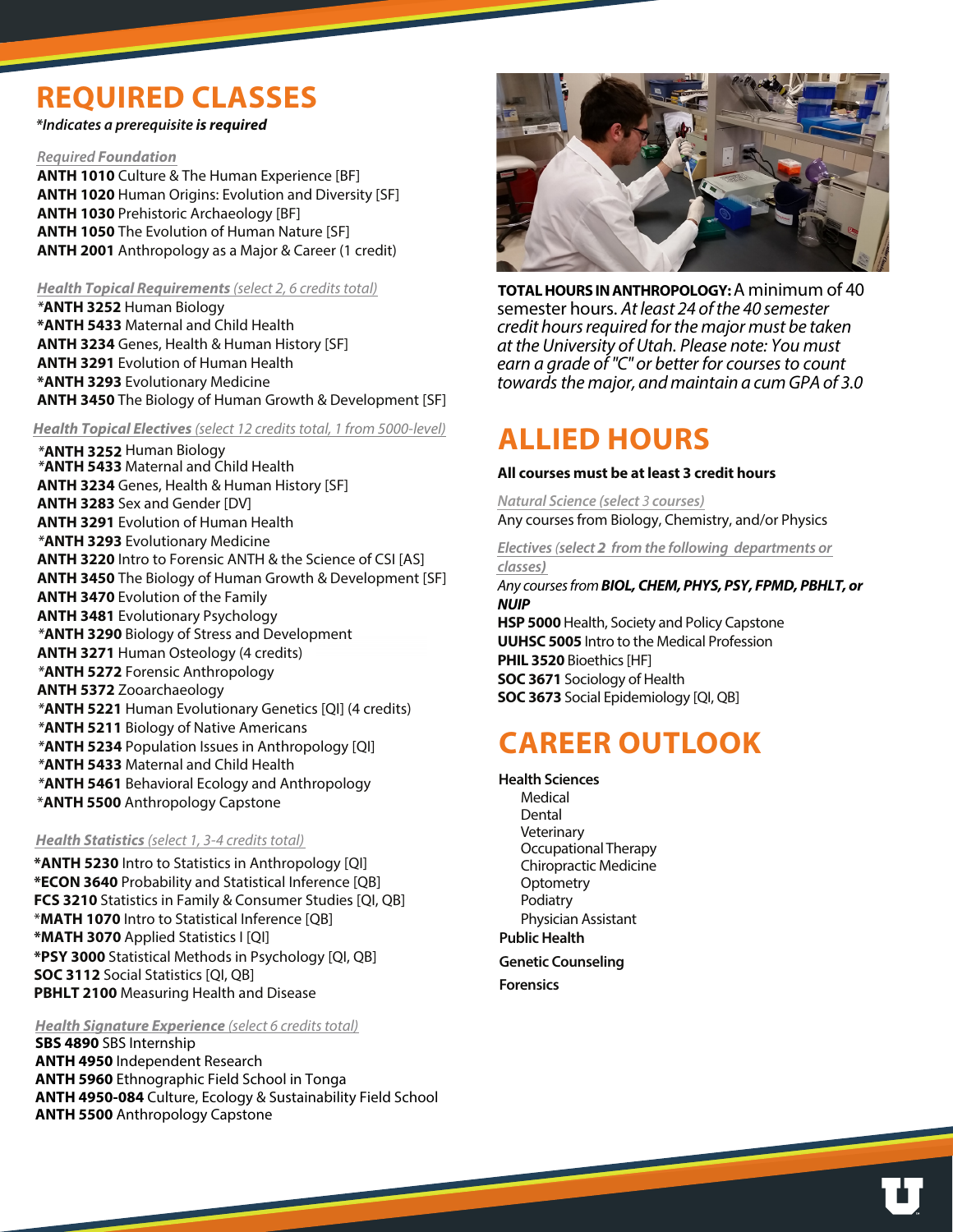# REQUIRED CLASSES

***Indicates a prerequisite is required***

*Required Foundation*

**ANTH 1010** Culture & The Human Experience [BF]
**ANTH 1020** Human Origins: Evolution and Diversity [SF]
**ANTH 1030** Prehistoric Archaeology [BF]
**ANTH 1050** The Evolution of Human Nature [SF]
**ANTH 2001** Anthropology as a Major & Career (1 credit)

***Health Topical Requirements*** *(select 2, 6 credits total)*

***ANTH 3252** Human Biology
***ANTH 5433** Maternal and Child Health
**ANTH 3234** Genes, Health & Human History [SF]
**ANTH 3291** Evolution of Human Health
***ANTH 3293** Evolutionary Medicine
**ANTH 3450** The Biology of Human Growth & Development [SF]

***Health Topical Electives*** *(select 12 credits total, 1 from 5000-level)*

***ANTH 3252** Human Biology
***ANTH 5433** Maternal and Child Health
**ANTH 3234** Genes, Health & Human History [SF]
**ANTH 3283** Sex and Gender [DV]
**ANTH 3291** Evolution of Human Health
***ANTH 3293** Evolutionary Medicine
**ANTH 3220** Intro to Forensic ANTH & the Science of CSI [AS]
**ANTH 3450** The Biology of Human Growth & Development [SF]
**ANTH 3470** Evolution of the Family
**ANTH 3481** Evolutionary Psychology
***ANTH 3290** Biology of Stress and Development
**ANTH 3271** Human Osteology (4 credits)
***ANTH 5272** Forensic Anthropology
**ANTH 5372** Zooarchaeology
***ANTH 5221** Human Evolutionary Genetics [QI] (4 credits)
***ANTH 5211** Biology of Native Americans
***ANTH 5234** Population Issues in Anthropology [QI]
***ANTH 5433** Maternal and Child Health
***ANTH 5461** Behavioral Ecology and Anthropology
***ANTH 5500** Anthropology Capstone

***Health Statistics*** *(select 1, 3-4 credits total)*

***ANTH 5230** Intro to Statistics in Anthropology [QI]
***ECON 3640** Probability and Statistical Inference [QB]
**FCS 3210** Statistics in Family & Consumer Studies [QI, QB]
***MATH 1070** Intro to Statistical Inference [QB]
***MATH 3070** Applied Statistics I [QI]
***PSY 3000** Statistical Methods in Psychology [QI, QB]
**SOC 3112** Social Statistics [QI, QB]
**PBHLT 2100** Measuring Health and Disease

***Health Signature Experience*** *(select 6 credits total)*

**SBS 4890** SBS Internship
**ANTH 4950** Independent Research
**ANTH 5960** Ethnographic Field School in Tonga
**ANTH 4950-084** Culture, Ecology & Sustainability Field School
**ANTH 5500** Anthropology Capstone

**TOTAL HOURS IN ANTHROPOLOGY:** A minimum of 40 semester hours. *At least 24 of the 40 semester credit hours required for the major must be taken at the University of Utah. Please note: You must earn a grade of "C" or better for courses to count towards the major, and maintain a cum GPA of 3.0*

# ALLIED HOURS

**All courses must be at least 3 credit hours**

*Natural Science (select 3 courses)*

Any courses from Biology, Chemistry, and/or Physics

*Electives (select 2 from the following departments or classes)*

*Any courses from* ***BIOL, CHEM, PHYS, PSY, FPMD, PBHLT, or NUIP***
**HSP 5000** Health, Society and Policy Capstone
**UUHSC 5005** Intro to the Medical Profession
**PHIL 3520** Bioethics [HF]
**SOC 3671** Sociology of Health
**SOC 3673** Social Epidemiology [QI, QB]

# CAREER OUTLOOK

**Health Sciences**
- Medical
- Dental
- Veterinary
- Occupational Therapy
- Chiropractic Medicine
- Optometry
- Podiatry
- Physician Assistant

**Public Health**

**Genetic Counseling**

**Forensics**